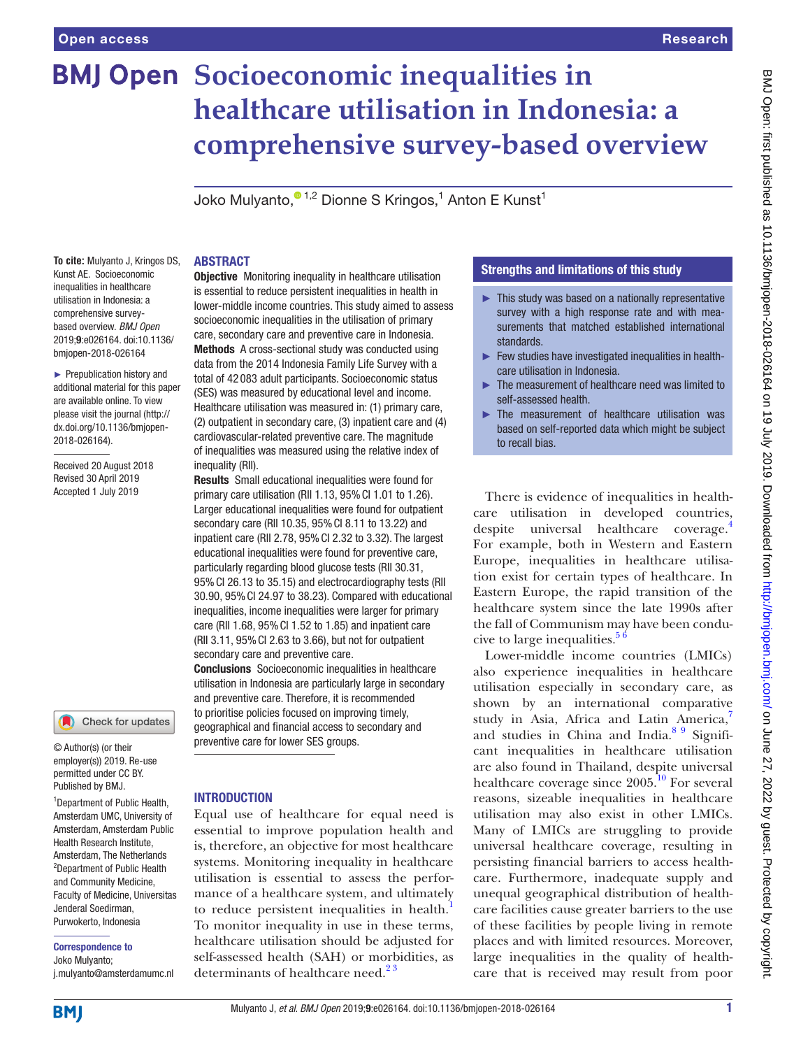# Socioeconomic inequalities in healthcare utilisation in Indonesia: a comprehensive survey-based overview

Joko Mulyanto,[1,2] Dionne S Kringos,[1] Anton E Kunst[1]

**To cite:** Mulyanto J, Kringos DS, Kunst AE. Socioeconomic inequalities in healthcare utilisation in Indonesia: a comprehensive survey-based overview. *BMJ Open* 2019;**9**:e026164. doi:10.1136/bmjopen-2018-026164

► Prepublication history and additional material for this paper are available online. To view please visit the journal (http://dx.doi.org/10.1136/bmjopen-2018-026164).

Received 20 August 2018
Revised 30 April 2019
Accepted 1 July 2019

© Author(s) (or their employer(s)) 2019. Re-use permitted under CC BY. Published by BMJ.

[1]Department of Public Health, Amsterdam UMC, University of Amsterdam, Amsterdam Public Health Research Institute, Amsterdam, The Netherlands
[2]Department of Public Health and Community Medicine, Faculty of Medicine, Universitas Jenderal Soedirman, Purwokerto, Indonesia

**Correspondence to**
Joko Mulyanto;
j.mulyanto@amsterdamumc.nl

## ABSTRACT

**Objective** Monitoring inequality in healthcare utilisation is essential to reduce persistent inequalities in health in lower-middle income countries. This study aimed to assess socioeconomic inequalities in the utilisation of primary care, secondary care and preventive care in Indonesia.

**Methods** A cross-sectional study was conducted using data from the 2014 Indonesia Family Life Survey with a total of 42 083 adult participants. Socioeconomic status (SES) was measured by educational level and income. Healthcare utilisation was measured in: (1) primary care, (2) outpatient in secondary care, (3) inpatient care and (4) cardiovascular-related preventive care. The magnitude of inequalities was measured using the relative index of inequality (RII).

**Results** Small educational inequalities were found for primary care utilisation (RII 1.13, 95% CI 1.01 to 1.26). Larger educational inequalities were found for outpatient secondary care (RII 10.35, 95% CI 8.11 to 13.22) and inpatient care (RII 2.78, 95% CI 2.32 to 3.32). The largest educational inequalities were found for preventive care, particularly regarding blood glucose tests (RII 30.31, 95% CI 26.13 to 35.15) and electrocardiography tests (RII 30.90, 95% CI 24.97 to 38.23). Compared with educational inequalities, income inequalities were larger for primary care (RII 1.68, 95% CI 1.52 to 1.85) and inpatient care (RII 3.11, 95% CI 2.63 to 3.66), but not for outpatient secondary care and preventive care.

**Conclusions** Socioeconomic inequalities in healthcare utilisation in Indonesia are particularly large in secondary and preventive care. Therefore, it is recommended to prioritise policies focused on improving timely, geographical and financial access to secondary and preventive care for lower SES groups.

### Strengths and limitations of this study

- ► This study was based on a nationally representative survey with a high response rate and with measurements that matched established international standards.
- ► Few studies have investigated inequalities in healthcare utilisation in Indonesia.
- ► The measurement of healthcare need was limited to self-assessed health.
- ► The measurement of healthcare utilisation was based on self-reported data which might be subject to recall bias.

## INTRODUCTION

Equal use of healthcare for equal need is essential to improve population health and is, therefore, an objective for most healthcare systems. Monitoring inequality in healthcare utilisation is essential to assess the performance of a healthcare system, and ultimately to reduce persistent inequalities in health.[1] To monitor inequality in use in these terms, healthcare utilisation should be adjusted for self-assessed health (SAH) or morbidities, as determinants of healthcare need.[2 3]

There is evidence of inequalities in healthcare utilisation in developed countries, despite universal healthcare coverage.[4] For example, both in Western and Eastern Europe, inequalities in healthcare utilisation exist for certain types of healthcare. In Eastern Europe, the rapid transition of the healthcare system since the late 1990s after the fall of Communism may have been conducive to large inequalities.[5 6]

Lower-middle income countries (LMICs) also experience inequalities in healthcare utilisation especially in secondary care, as shown by an international comparative study in Asia, Africa and Latin America,[7] and studies in China and India.[8 9] Significant inequalities in healthcare utilisation are also found in Thailand, despite universal healthcare coverage since 2005.[10] For several reasons, sizeable inequalities in healthcare utilisation may also exist in other LMICs. Many of LMICs are struggling to provide universal healthcare coverage, resulting in persisting financial barriers to access healthcare. Furthermore, inadequate supply and unequal geographical distribution of healthcare facilities cause greater barriers to the use of these facilities by people living in remote places and with limited resources. Moreover, large inequalities in the quality of healthcare that is received may result from poor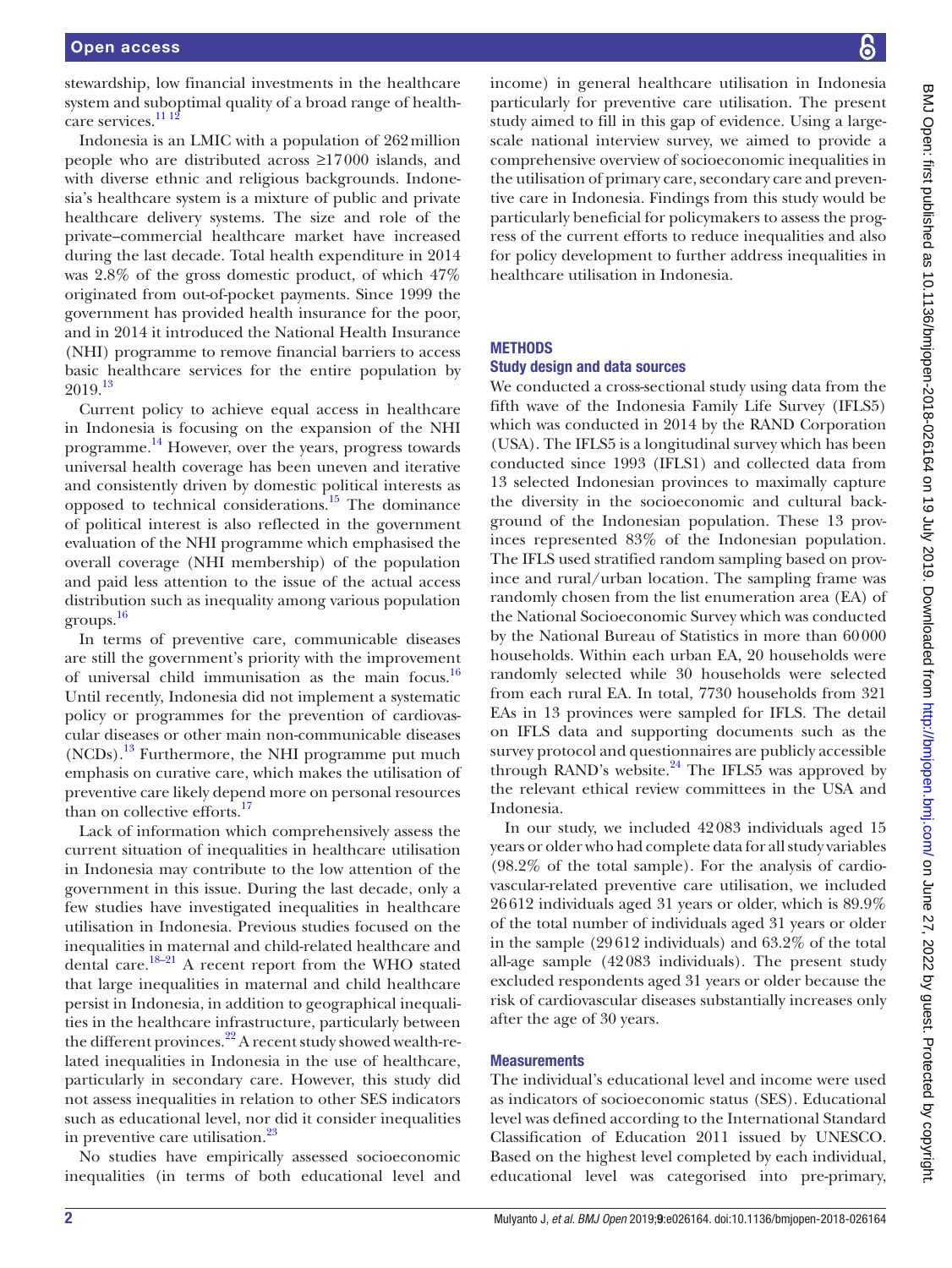stewardship, low financial investments in the healthcare system and suboptimal quality of a broad range of healthcare services.[11 12]

Indonesia is an LMIC with a population of 262 million people who are distributed across ≥17 000 islands, and with diverse ethnic and religious backgrounds. Indonesia's healthcare system is a mixture of public and private healthcare delivery systems. The size and role of the private–commercial healthcare market have increased during the last decade. Total health expenditure in 2014 was 2.8% of the gross domestic product, of which 47% originated from out-of-pocket payments. Since 1999 the government has provided health insurance for the poor, and in 2014 it introduced the National Health Insurance (NHI) programme to remove financial barriers to access basic healthcare services for the entire population by 2019.[13]

Current policy to achieve equal access in healthcare in Indonesia is focusing on the expansion of the NHI programme.[14] However, over the years, progress towards universal health coverage has been uneven and iterative and consistently driven by domestic political interests as opposed to technical considerations.[15] The dominance of political interest is also reflected in the government evaluation of the NHI programme which emphasised the overall coverage (NHI membership) of the population and paid less attention to the issue of the actual access distribution such as inequality among various population groups.[16]

In terms of preventive care, communicable diseases are still the government's priority with the improvement of universal child immunisation as the main focus.[16] Until recently, Indonesia did not implement a systematic policy or programmes for the prevention of cardiovascular diseases or other main non-communicable diseases (NCDs).[13] Furthermore, the NHI programme put much emphasis on curative care, which makes the utilisation of preventive care likely depend more on personal resources than on collective efforts.[17]

Lack of information which comprehensively assess the current situation of inequalities in healthcare utilisation in Indonesia may contribute to the low attention of the government in this issue. During the last decade, only a few studies have investigated inequalities in healthcare utilisation in Indonesia. Previous studies focused on the inequalities in maternal and child-related healthcare and dental care.[18–21] A recent report from the WHO stated that large inequalities in maternal and child healthcare persist in Indonesia, in addition to geographical inequalities in the healthcare infrastructure, particularly between the different provinces.[22] A recent study showed wealth-related inequalities in Indonesia in the use of healthcare, particularly in secondary care. However, this study did not assess inequalities in relation to other SES indicators such as educational level, nor did it consider inequalities in preventive care utilisation.[23]

No studies have empirically assessed socioeconomic inequalities (in terms of both educational level and income) in general healthcare utilisation in Indonesia particularly for preventive care utilisation. The present study aimed to fill in this gap of evidence. Using a large-scale national interview survey, we aimed to provide a comprehensive overview of socioeconomic inequalities in the utilisation of primary care, secondary care and preventive care in Indonesia. Findings from this study would be particularly beneficial for policymakers to assess the progress of the current efforts to reduce inequalities and also for policy development to further address inequalities in healthcare utilisation in Indonesia.

## METHODS

### Study design and data sources

We conducted a cross-sectional study using data from the fifth wave of the Indonesia Family Life Survey (IFLS5) which was conducted in 2014 by the RAND Corporation (USA). The IFLS5 is a longitudinal survey which has been conducted since 1993 (IFLS1) and collected data from 13 selected Indonesian provinces to maximally capture the diversity in the socioeconomic and cultural background of the Indonesian population. These 13 provinces represented 83% of the Indonesian population. The IFLS used stratified random sampling based on province and rural/urban location. The sampling frame was randomly chosen from the list enumeration area (EA) of the National Socioeconomic Survey which was conducted by the National Bureau of Statistics in more than 60 000 households. Within each urban EA, 20 households were randomly selected while 30 households were selected from each rural EA. In total, 7730 households from 321 EAs in 13 provinces were sampled for IFLS. The detail on IFLS data and supporting documents such as the survey protocol and questionnaires are publicly accessible through RAND's website.[24] The IFLS5 was approved by the relevant ethical review committees in the USA and Indonesia.

In our study, we included 42 083 individuals aged 15 years or older who had complete data for all study variables (98.2% of the total sample). For the analysis of cardiovascular-related preventive care utilisation, we included 26 612 individuals aged 31 years or older, which is 89.9% of the total number of individuals aged 31 years or older in the sample (29 612 individuals) and 63.2% of the total all-age sample (42 083 individuals). The present study excluded respondents aged 31 years or older because the risk of cardiovascular diseases substantially increases only after the age of 30 years.

### Measurements

The individual's educational level and income were used as indicators of socioeconomic status (SES). Educational level was defined according to the International Standard Classification of Education 2011 issued by UNESCO. Based on the highest level completed by each individual, educational level was categorised into pre-primary,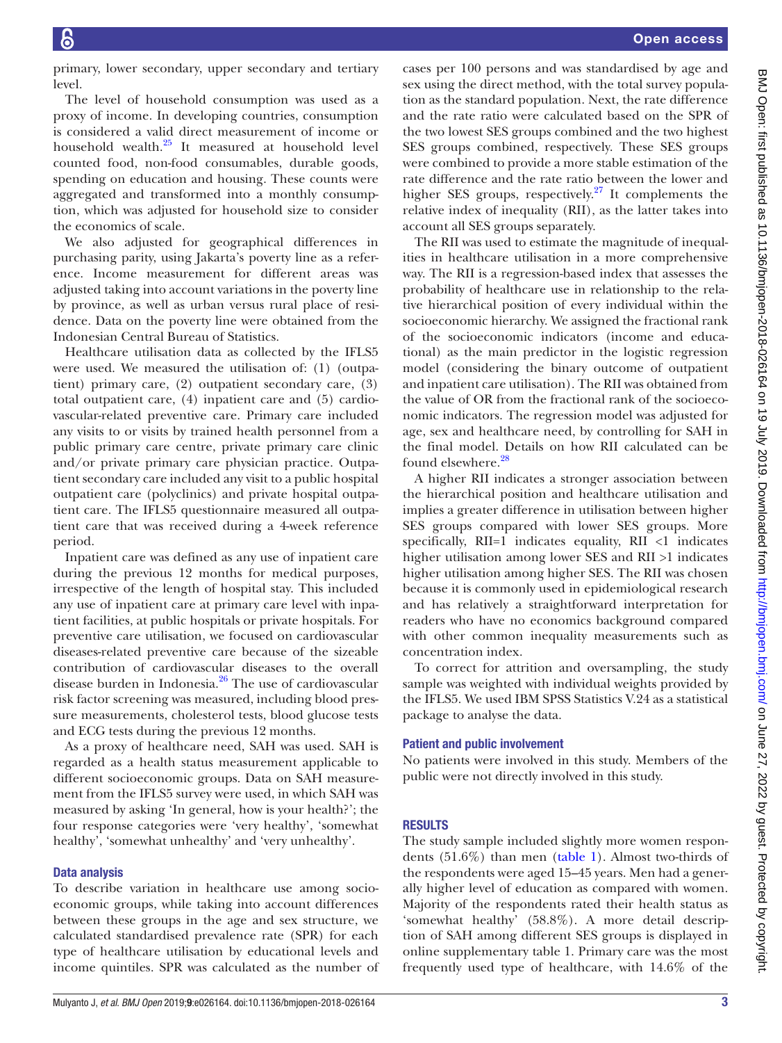primary, lower secondary, upper secondary and tertiary level.

The level of household consumption was used as a proxy of income. In developing countries, consumption is considered a valid direct measurement of income or household wealth.[25] It measured at household level counted food, non-food consumables, durable goods, spending on education and housing. These counts were aggregated and transformed into a monthly consumption, which was adjusted for household size to consider the economics of scale.

We also adjusted for geographical differences in purchasing parity, using Jakarta's poverty line as a reference. Income measurement for different areas was adjusted taking into account variations in the poverty line by province, as well as urban versus rural place of residence. Data on the poverty line were obtained from the Indonesian Central Bureau of Statistics.

Healthcare utilisation data as collected by the IFLS5 were used. We measured the utilisation of: (1) (outpatient) primary care, (2) outpatient secondary care, (3) total outpatient care, (4) inpatient care and (5) cardiovascular-related preventive care. Primary care included any visits to or visits by trained health personnel from a public primary care centre, private primary care clinic and/or private primary care physician practice. Outpatient secondary care included any visit to a public hospital outpatient care (polyclinics) and private hospital outpatient care. The IFLS5 questionnaire measured all outpatient care that was received during a 4-week reference period.

Inpatient care was defined as any use of inpatient care during the previous 12 months for medical purposes, irrespective of the length of hospital stay. This included any use of inpatient care at primary care level with inpatient facilities, at public hospitals or private hospitals. For preventive care utilisation, we focused on cardiovascular diseases-related preventive care because of the sizeable contribution of cardiovascular diseases to the overall disease burden in Indonesia.[26] The use of cardiovascular risk factor screening was measured, including blood pressure measurements, cholesterol tests, blood glucose tests and ECG tests during the previous 12 months.

As a proxy of healthcare need, SAH was used. SAH is regarded as a health status measurement applicable to different socioeconomic groups. Data on SAH measurement from the IFLS5 survey were used, in which SAH was measured by asking 'In general, how is your health?'; the four response categories were 'very healthy', 'somewhat healthy', 'somewhat unhealthy' and 'very unhealthy'.

### Data analysis

To describe variation in healthcare use among socioeconomic groups, while taking into account differences between these groups in the age and sex structure, we calculated standardised prevalence rate (SPR) for each type of healthcare utilisation by educational levels and income quintiles. SPR was calculated as the number of cases per 100 persons and was standardised by age and sex using the direct method, with the total survey population as the standard population. Next, the rate difference and the rate ratio were calculated based on the SPR of the two lowest SES groups combined and the two highest SES groups combined, respectively. These SES groups were combined to provide a more stable estimation of the rate difference and the rate ratio between the lower and higher SES groups, respectively.[27] It complements the relative index of inequality (RII), as the latter takes into account all SES groups separately.

The RII was used to estimate the magnitude of inequalities in healthcare utilisation in a more comprehensive way. The RII is a regression-based index that assesses the probability of healthcare use in relationship to the relative hierarchical position of every individual within the socioeconomic hierarchy. We assigned the fractional rank of the socioeconomic indicators (income and educational) as the main predictor in the logistic regression model (considering the binary outcome of outpatient and inpatient care utilisation). The RII was obtained from the value of OR from the fractional rank of the socioeconomic indicators. The regression model was adjusted for age, sex and healthcare need, by controlling for SAH in the final model. Details on how RII calculated can be found elsewhere.[28]

A higher RII indicates a stronger association between the hierarchical position and healthcare utilisation and implies a greater difference in utilisation between higher SES groups compared with lower SES groups. More specifically, RII=1 indicates equality, RII <1 indicates higher utilisation among lower SES and RII >1 indicates higher utilisation among higher SES. The RII was chosen because it is commonly used in epidemiological research and has relatively a straightforward interpretation for readers who have no economics background compared with other common inequality measurements such as concentration index.

To correct for attrition and oversampling, the study sample was weighted with individual weights provided by the IFLS5. We used IBM SPSS Statistics V.24 as a statistical package to analyse the data.

### Patient and public involvement

No patients were involved in this study. Members of the public were not directly involved in this study.

## RESULTS

The study sample included slightly more women respondents (51.6%) than men (table 1). Almost two-thirds of the respondents were aged 15–45 years. Men had a generally higher level of education as compared with women. Majority of the respondents rated their health status as 'somewhat healthy' (58.8%). A more detail description of SAH among different SES groups is displayed in online supplementary table 1. Primary care was the most frequently used type of healthcare, with 14.6% of the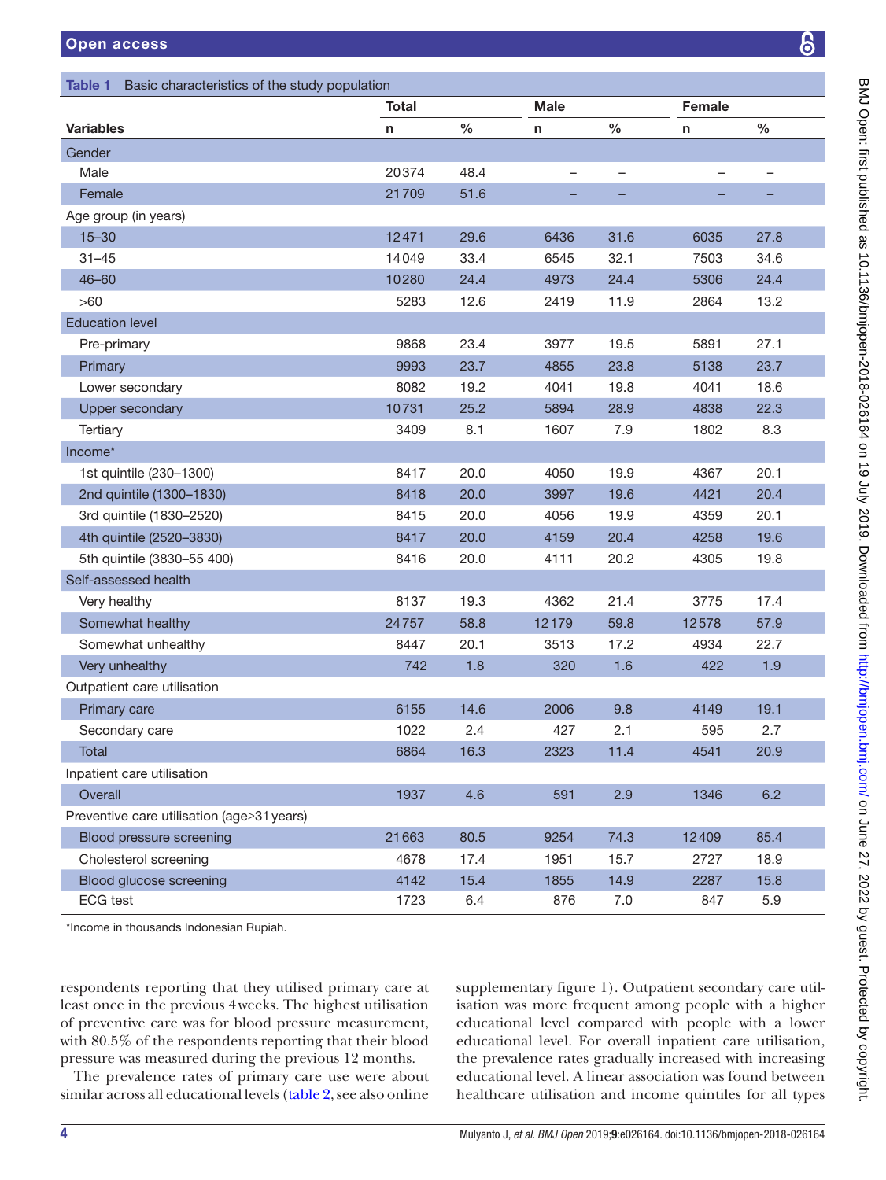**Table 1** Basic characteristics of the study population

| Variables | Total n | Total % | Male n | Male % | Female n | Female % |
|---|---|---|---|---|---|---|
| Gender | | | | | | |
| Male | 20374 | 48.4 | – | – | – | – |
| Female | 21709 | 51.6 | – | – | – | – |
| Age group (in years) | | | | | | |
| 15–30 | 12471 | 29.6 | 6436 | 31.6 | 6035 | 27.8 |
| 31–45 | 14049 | 33.4 | 6545 | 32.1 | 7503 | 34.6 |
| 46–60 | 10280 | 24.4 | 4973 | 24.4 | 5306 | 24.4 |
| >60 | 5283 | 12.6 | 2419 | 11.9 | 2864 | 13.2 |
| Education level | | | | | | |
| Pre-primary | 9868 | 23.4 | 3977 | 19.5 | 5891 | 27.1 |
| Primary | 9993 | 23.7 | 4855 | 23.8 | 5138 | 23.7 |
| Lower secondary | 8082 | 19.2 | 4041 | 19.8 | 4041 | 18.6 |
| Upper secondary | 10731 | 25.2 | 5894 | 28.9 | 4838 | 22.3 |
| Tertiary | 3409 | 8.1 | 1607 | 7.9 | 1802 | 8.3 |
| Income* | | | | | | |
| 1st quintile (230–1300) | 8417 | 20.0 | 4050 | 19.9 | 4367 | 20.1 |
| 2nd quintile (1300–1830) | 8418 | 20.0 | 3997 | 19.6 | 4421 | 20.4 |
| 3rd quintile (1830–2520) | 8415 | 20.0 | 4056 | 19.9 | 4359 | 20.1 |
| 4th quintile (2520–3830) | 8417 | 20.0 | 4159 | 20.4 | 4258 | 19.6 |
| 5th quintile (3830–55 400) | 8416 | 20.0 | 4111 | 20.2 | 4305 | 19.8 |
| Self-assessed health | | | | | | |
| Very healthy | 8137 | 19.3 | 4362 | 21.4 | 3775 | 17.4 |
| Somewhat healthy | 24757 | 58.8 | 12179 | 59.8 | 12578 | 57.9 |
| Somewhat unhealthy | 8447 | 20.1 | 3513 | 17.2 | 4934 | 22.7 |
| Very unhealthy | 742 | 1.8 | 320 | 1.6 | 422 | 1.9 |
| Outpatient care utilisation | | | | | | |
| Primary care | 6155 | 14.6 | 2006 | 9.8 | 4149 | 19.1 |
| Secondary care | 1022 | 2.4 | 427 | 2.1 | 595 | 2.7 |
| Total | 6864 | 16.3 | 2323 | 11.4 | 4541 | 20.9 |
| Inpatient care utilisation | | | | | | |
| Overall | 1937 | 4.6 | 591 | 2.9 | 1346 | 6.2 |
| Preventive care utilisation (age≥31 years) | | | | | | |
| Blood pressure screening | 21663 | 80.5 | 9254 | 74.3 | 12409 | 85.4 |
| Cholesterol screening | 4678 | 17.4 | 1951 | 15.7 | 2727 | 18.9 |
| Blood glucose screening | 4142 | 15.4 | 1855 | 14.9 | 2287 | 15.8 |
| ECG test | 1723 | 6.4 | 876 | 7.0 | 847 | 5.9 |

*Income in thousands Indonesian Rupiah.

respondents reporting that they utilised primary care at least once in the previous 4 weeks. The highest utilisation of preventive care was for blood pressure measurement, with 80.5% of the respondents reporting that their blood pressure was measured during the previous 12 months.

The prevalence rates of primary care use were about similar across all educational levels (table 2, see also online supplementary figure 1). Outpatient secondary care utilisation was more frequent among people with a higher educational level compared with people with a lower educational level. For overall inpatient care utilisation, the prevalence rates gradually increased with increasing educational level. A linear association was found between healthcare utilisation and income quintiles for all types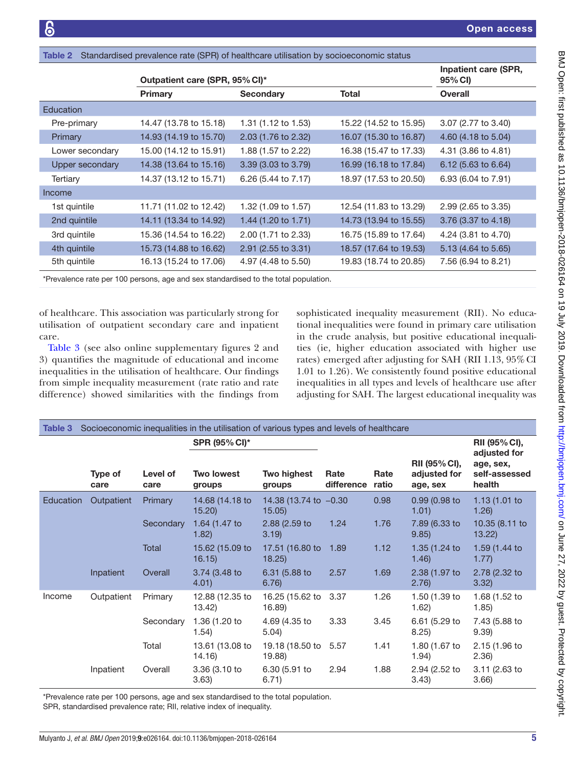Table 2 Standardised prevalence rate (SPR) of healthcare utilisation by socioeconomic status

| | Outpatient care (SPR, 95% CI)* | | | Inpatient care (SPR, 95% CI) |
|---|---|---|---|---|
| | Primary | Secondary | Total | Overall |
| Education | | | | |
| Pre-primary | 14.47 (13.78 to 15.18) | 1.31 (1.12 to 1.53) | 15.22 (14.52 to 15.95) | 3.07 (2.77 to 3.40) |
| Primary | 14.93 (14.19 to 15.70) | 2.03 (1.76 to 2.32) | 16.07 (15.30 to 16.87) | 4.60 (4.18 to 5.04) |
| Lower secondary | 15.00 (14.12 to 15.91) | 1.88 (1.57 to 2.22) | 16.38 (15.47 to 17.33) | 4.31 (3.86 to 4.81) |
| Upper secondary | 14.38 (13.64 to 15.16) | 3.39 (3.03 to 3.79) | 16.99 (16.18 to 17.84) | 6.12 (5.63 to 6.64) |
| Tertiary | 14.37 (13.12 to 15.71) | 6.26 (5.44 to 7.17) | 18.97 (17.53 to 20.50) | 6.93 (6.04 to 7.91) |
| Income | | | | |
| 1st quintile | 11.71 (11.02 to 12.42) | 1.32 (1.09 to 1.57) | 12.54 (11.83 to 13.29) | 2.99 (2.65 to 3.35) |
| 2nd quintile | 14.11 (13.34 to 14.92) | 1.44 (1.20 to 1.71) | 14.73 (13.94 to 15.55) | 3.76 (3.37 to 4.18) |
| 3rd quintile | 15.36 (14.54 to 16.22) | 2.00 (1.71 to 2.33) | 16.75 (15.89 to 17.64) | 4.24 (3.81 to 4.70) |
| 4th quintile | 15.73 (14.88 to 16.62) | 2.91 (2.55 to 3.31) | 18.57 (17.64 to 19.53) | 5.13 (4.64 to 5.65) |
| 5th quintile | 16.13 (15.24 to 17.06) | 4.97 (4.48 to 5.50) | 19.83 (18.74 to 20.85) | 7.56 (6.94 to 8.21) |

*Prevalence rate per 100 persons, age and sex standardised to the total population.

of healthcare. This association was particularly strong for utilisation of outpatient secondary care and inpatient care.

Table 3 (see also online supplementary figures 2 and 3) quantifies the magnitude of educational and income inequalities in the utilisation of healthcare. Our findings from simple inequality measurement (rate ratio and rate difference) showed similarities with the findings from sophisticated inequality measurement (RII). No educational inequalities were found in primary care utilisation in the crude analysis, but positive educational inequalities (ie, higher education associated with higher use rates) emerged after adjusting for SAH (RII 1.13, 95% CI 1.01 to 1.26). We consistently found positive educational inequalities in all types and levels of healthcare use after adjusting for SAH. The largest educational inequality was

Table 3 Socioeconomic inequalities in the utilisation of various types and levels of healthcare

| | Type of care | Level of care | SPR (95% CI)* Two lowest groups | SPR (95% CI)* Two highest groups | Rate difference | Rate ratio | RII (95% CI), adjusted for age, sex | RII (95% CI), adjusted for age, sex, self-assessed health |
|---|---|---|---|---|---|---|---|---|
| Education | Outpatient | Primary | 14.68 (14.18 to 15.20) | 14.38 (13.74 to 15.05) | −0.30 | 0.98 | 0.99 (0.98 to 1.01) | 1.13 (1.01 to 1.26) |
| | | Secondary | 1.64 (1.47 to 1.82) | 2.88 (2.59 to 3.19) | 1.24 | 1.76 | 7.89 (6.33 to 9.85) | 10.35 (8.11 to 13.22) |
| | | Total | 15.62 (15.09 to 16.15) | 17.51 (16.80 to 18.25) | 1.89 | 1.12 | 1.35 (1.24 to 1.46) | 1.59 (1.44 to 1.77) |
| | Inpatient | Overall | 3.74 (3.48 to 4.01) | 6.31 (5.88 to 6.76) | 2.57 | 1.69 | 2.38 (1.97 to 2.76) | 2.78 (2.32 to 3.32) |
| Income | Outpatient | Primary | 12.88 (12.35 to 13.42) | 16.25 (15.62 to 16.89) | 3.37 | 1.26 | 1.50 (1.39 to 1.62) | 1.68 (1.52 to 1.85) |
| | | Secondary | 1.36 (1.20 to 1.54) | 4.69 (4.35 to 5.04) | 3.33 | 3.45 | 6.61 (5.29 to 8.25) | 7.43 (5.88 to 9.39) |
| | | Total | 13.61 (13.08 to 14.16) | 19.18 (18.50 to 19.88) | 5.57 | 1.41 | 1.80 (1.67 to 1.94) | 2.15 (1.96 to 2.36) |
| | Inpatient | Overall | 3.36 (3.10 to 3.63) | 6.30 (5.91 to 6.71) | 2.94 | 1.88 | 2.94 (2.52 to 3.43) | 3.11 (2.63 to 3.66) |

*Prevalence rate per 100 persons, age and sex standardised to the total population.
SPR, standardised prevalence rate; RII, relative index of inequality.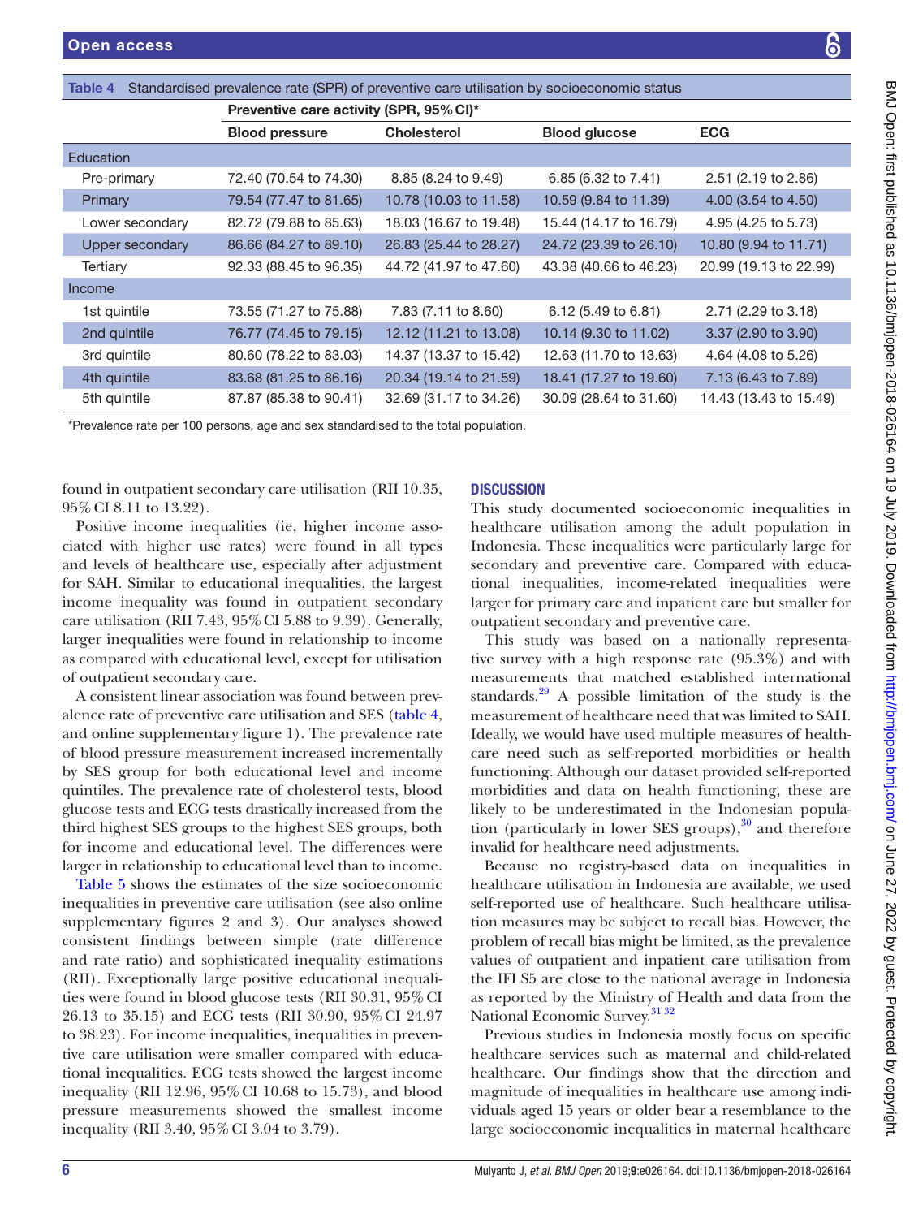Table 4 Standardised prevalence rate (SPR) of preventive care utilisation by socioeconomic status

| | Preventive care activity (SPR, 95% CI)* | | | |
|---|---|---|---|---|
| | Blood pressure | Cholesterol | Blood glucose | ECG |
| **Education** | | | | |
| Pre-primary | 72.40 (70.54 to 74.30) | 8.85 (8.24 to 9.49) | 6.85 (6.32 to 7.41) | 2.51 (2.19 to 2.86) |
| Primary | 79.54 (77.47 to 81.65) | 10.78 (10.03 to 11.58) | 10.59 (9.84 to 11.39) | 4.00 (3.54 to 4.50) |
| Lower secondary | 82.72 (79.88 to 85.63) | 18.03 (16.67 to 19.48) | 15.44 (14.17 to 16.79) | 4.95 (4.25 to 5.73) |
| Upper secondary | 86.66 (84.27 to 89.10) | 26.83 (25.44 to 28.27) | 24.72 (23.39 to 26.10) | 10.80 (9.94 to 11.71) |
| Tertiary | 92.33 (88.45 to 96.35) | 44.72 (41.97 to 47.60) | 43.38 (40.66 to 46.23) | 20.99 (19.13 to 22.99) |
| **Income** | | | | |
| 1st quintile | 73.55 (71.27 to 75.88) | 7.83 (7.11 to 8.60) | 6.12 (5.49 to 6.81) | 2.71 (2.29 to 3.18) |
| 2nd quintile | 76.77 (74.45 to 79.15) | 12.12 (11.21 to 13.08) | 10.14 (9.30 to 11.02) | 3.37 (2.90 to 3.90) |
| 3rd quintile | 80.60 (78.22 to 83.03) | 14.37 (13.37 to 15.42) | 12.63 (11.70 to 13.63) | 4.64 (4.08 to 5.26) |
| 4th quintile | 83.68 (81.25 to 86.16) | 20.34 (19.14 to 21.59) | 18.41 (17.27 to 19.60) | 7.13 (6.43 to 7.89) |
| 5th quintile | 87.87 (85.38 to 90.41) | 32.69 (31.17 to 34.26) | 30.09 (28.64 to 31.60) | 14.43 (13.43 to 15.49) |

*Prevalence rate per 100 persons, age and sex standardised to the total population.

found in outpatient secondary care utilisation (RII 10.35, 95% CI 8.11 to 13.22).

Positive income inequalities (ie, higher income associated with higher use rates) were found in all types and levels of healthcare use, especially after adjustment for SAH. Similar to educational inequalities, the largest income inequality was found in outpatient secondary care utilisation (RII 7.43, 95% CI 5.88 to 9.39). Generally, larger inequalities were found in relationship to income as compared with educational level, except for utilisation of outpatient secondary care.

A consistent linear association was found between prevalence rate of preventive care utilisation and SES (table 4, and online supplementary figure 1). The prevalence rate of blood pressure measurement increased incrementally by SES group for both educational level and income quintiles. The prevalence rate of cholesterol tests, blood glucose tests and ECG tests drastically increased from the third highest SES groups to the highest SES groups, both for income and educational level. The differences were larger in relationship to educational level than to income.

Table 5 shows the estimates of the size socioeconomic inequalities in preventive care utilisation (see also online supplementary figures 2 and 3). Our analyses showed consistent findings between simple (rate difference and rate ratio) and sophisticated inequality estimations (RII). Exceptionally large positive educational inequalities were found in blood glucose tests (RII 30.31, 95% CI 26.13 to 35.15) and ECG tests (RII 30.90, 95% CI 24.97 to 38.23). For income inequalities, inequalities in preventive care utilisation were smaller compared with educational inequalities. ECG tests showed the largest income inequality (RII 12.96, 95% CI 10.68 to 15.73), and blood pressure measurements showed the smallest income inequality (RII 3.40, 95% CI 3.04 to 3.79).

## DISCUSSION

This study documented socioeconomic inequalities in healthcare utilisation among the adult population in Indonesia. These inequalities were particularly large for secondary and preventive care. Compared with educational inequalities, income-related inequalities were larger for primary care and inpatient care but smaller for outpatient secondary and preventive care.

This study was based on a nationally representative survey with a high response rate (95.3%) and with measurements that matched established international standards.[29] A possible limitation of the study is the measurement of healthcare need that was limited to SAH. Ideally, we would have used multiple measures of healthcare need such as self-reported morbidities or health functioning. Although our dataset provided self-reported morbidities and data on health functioning, these are likely to be underestimated in the Indonesian population (particularly in lower SES groups),[30] and therefore invalid for healthcare need adjustments.

Because no registry-based data on inequalities in healthcare utilisation in Indonesia are available, we used self-reported use of healthcare. Such healthcare utilisation measures may be subject to recall bias. However, the problem of recall bias might be limited, as the prevalence values of outpatient and inpatient care utilisation from the IFLS5 are close to the national average in Indonesia as reported by the Ministry of Health and data from the National Economic Survey.[31 32]

Previous studies in Indonesia mostly focus on specific healthcare services such as maternal and child-related healthcare. Our findings show that the direction and magnitude of inequalities in healthcare use among individuals aged 15 years or older bear a resemblance to the large socioeconomic inequalities in maternal healthcare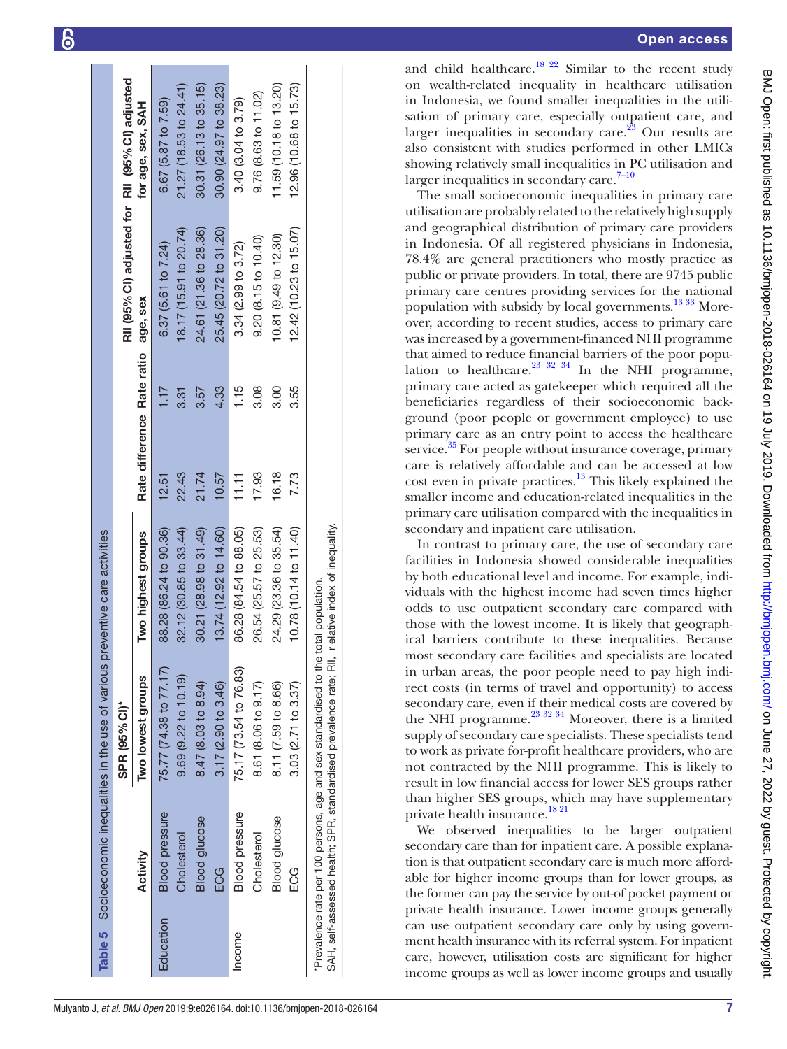Table 5 Socioeconomic inequalities in the use of various preventive care activities

| | Activity | SPR (95% CI)* | | Rate difference | Rate ratio | RII (95% CI) adjusted for age, sex | RII (95% CI) adjusted for age, sex, SAH |
|---|---|---|---|---|---|---|---|
| | | Two lowest groups | Two highest groups | | | | |
| Education | Blood pressure | 75.77 (74.38 to 77.17) | 88.28 (86.24 to 90.36) | 12.51 | 1.17 | 6.37 (5.61 to 7.24) | 6.67 (5.87 to 7.59) |
| | Cholesterol | 9.69 (9.22 to 10.19) | 32.12 (30.85 to 33.44) | 22.43 | 3.31 | 18.17 (15.91 to 20.74) | 21.27 (18.53 to 24.41) |
| | Blood glucose | 8.47 (8.03 to 8.94) | 30.21 (28.98 to 31.49) | 21.74 | 3.57 | 24.61 (21.36 to 28.36) | 30.31 (26.13 to 35.15) |
| | ECG | 3.17 (2.90 to 3.46) | 13.74 (12.92 to 14.60) | 10.57 | 4.33 | 25.45 (20.72 to 31.20) | 30.90 (24.97 to 38.23) |
| Income | Blood pressure | 75.17 (73.54 to 76.83) | 86.28 (84.54 to 88.05) | 11.11 | 1.15 | 3.34 (2.99 to 3.72) | 3.40 (3.04 to 3.79) |
| | Cholesterol | 8.61 (8.06 to 9.17) | 26.54 (25.57 to 25.53) | 17.93 | 3.08 | 9.20 (8.15 to 10.40) | 9.76 (8.63 to 11.02) |
| | Blood glucose | 8.11 (7.59 to 8.66) | 24.29 (23.36 to 35.54) | 16.18 | 3.00 | 10.81 (9.49 to 12.30) | 11.59 (10.18 to 13.20) |
| | ECG | 3.03 (2.71 to 3.37) | 10.78 (10.14 to 11.40) | 7.73 | 3.55 | 12.42 (10.23 to 15.07) | 12.96 (10.68 to 15.73) |

*Prevalence rate per 100 persons, age and sex standardised to the total population.
SAH, self-assessed health; SPR, standardised prevalence rate; RII, r elative index of inequality.

and child healthcare.[18 22] Similar to the recent study on wealth-related inequality in healthcare utilisation in Indonesia, we found smaller inequalities in the utilisation of primary care, especially outpatient care, and larger inequalities in secondary care.[23] Our results are also consistent with studies performed in other LMICs showing relatively small inequalities in PC utilisation and larger inequalities in secondary care.[7–10]

The small socioeconomic inequalities in primary care utilisation are probably related to the relatively high supply and geographical distribution of primary care providers in Indonesia. Of all registered physicians in Indonesia, 78.4% are general practitioners who mostly practice as public or private providers. In total, there are 9745 public primary care centres providing services for the national population with subsidy by local governments.[13 33] Moreover, according to recent studies, access to primary care was increased by a government-financed NHI programme that aimed to reduce financial barriers of the poor population to healthcare.[23 32 34] In the NHI programme, primary care acted as gatekeeper which required all the beneficiaries regardless of their socioeconomic background (poor people or government employee) to use primary care as an entry point to access the healthcare service.[35] For people without insurance coverage, primary care is relatively affordable and can be accessed at low cost even in private practices.[13] This likely explained the smaller income and education-related inequalities in the primary care utilisation compared with the inequalities in secondary and inpatient care utilisation.

In contrast to primary care, the use of secondary care facilities in Indonesia showed considerable inequalities by both educational level and income. For example, individuals with the highest income had seven times higher odds to use outpatient secondary care compared with those with the lowest income. It is likely that geographical barriers contribute to these inequalities. Because most secondary care facilities and specialists are located in urban areas, the poor people need to pay high indirect costs (in terms of travel and opportunity) to access secondary care, even if their medical costs are covered by the NHI programme.[23 32 34] Moreover, there is a limited supply of secondary care specialists. These specialists tend to work as private for-profit healthcare providers, who are not contracted by the NHI programme. This is likely to result in low financial access for lower SES groups rather than higher SES groups, which may have supplementary private health insurance.[18 21]

We observed inequalities to be larger outpatient secondary care than for inpatient care. A possible explanation is that outpatient secondary care is much more affordable for higher income groups than for lower groups, as the former can pay the service by out-of pocket payment or private health insurance. Lower income groups generally can use outpatient secondary care only by using government health insurance with its referral system. For inpatient care, however, utilisation costs are significant for higher income groups as well as lower income groups and usually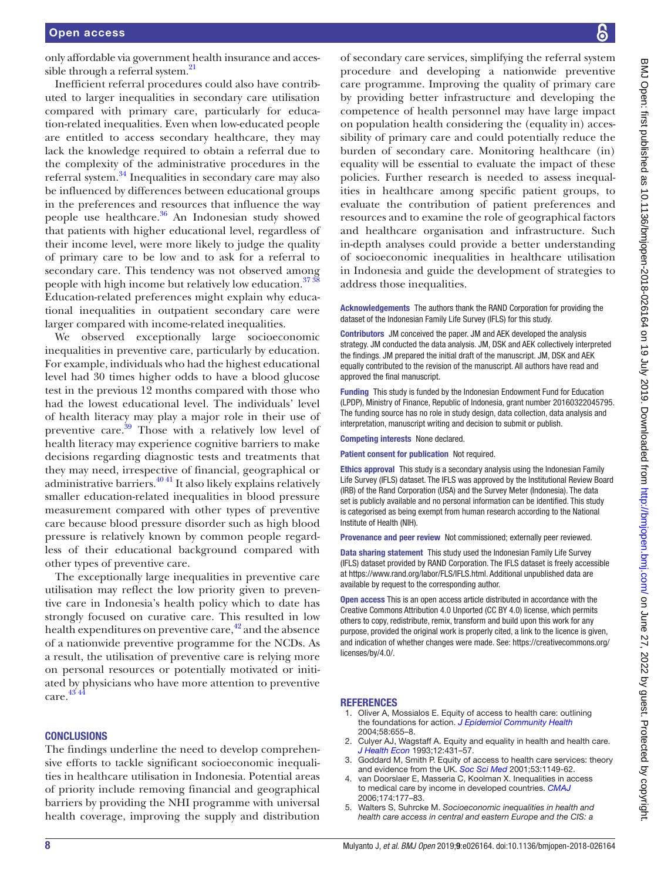only affordable via government health insurance and accessible through a referral system.[21]

Inefficient referral procedures could also have contributed to larger inequalities in secondary care utilisation compared with primary care, particularly for education-related inequalities. Even when low-educated people are entitled to access secondary healthcare, they may lack the knowledge required to obtain a referral due to the complexity of the administrative procedures in the referral system.[34] Inequalities in secondary care may also be influenced by differences between educational groups in the preferences and resources that influence the way people use healthcare.[36] An Indonesian study showed that patients with higher educational level, regardless of their income level, were more likely to judge the quality of primary care to be low and to ask for a referral to secondary care. This tendency was not observed among people with high income but relatively low education.[37 38] Education-related preferences might explain why educational inequalities in outpatient secondary care were larger compared with income-related inequalities.

We observed exceptionally large socioeconomic inequalities in preventive care, particularly by education. For example, individuals who had the highest educational level had 30 times higher odds to have a blood glucose test in the previous 12 months compared with those who had the lowest educational level. The individuals' level of health literacy may play a major role in their use of preventive care.[39] Those with a relatively low level of health literacy may experience cognitive barriers to make decisions regarding diagnostic tests and treatments that they may need, irrespective of financial, geographical or administrative barriers.[40 41] It also likely explains relatively smaller education-related inequalities in blood pressure measurement compared with other types of preventive care because blood pressure disorder such as high blood pressure is relatively known by common people regardless of their educational background compared with other types of preventive care.

The exceptionally large inequalities in preventive care utilisation may reflect the low priority given to preventive care in Indonesia's health policy which to date has strongly focused on curative care. This resulted in low health expenditures on preventive care,[42] and the absence of a nationwide preventive programme for the NCDs. As a result, the utilisation of preventive care is relying more on personal resources or potentially motivated or initiated by physicians who have more attention to preventive care.[43 44]

## CONCLUSIONS

The findings underline the need to develop comprehensive efforts to tackle significant socioeconomic inequalities in healthcare utilisation in Indonesia. Potential areas of priority include removing financial and geographical barriers by providing the NHI programme with universal health coverage, improving the supply and distribution of secondary care services, simplifying the referral system procedure and developing a nationwide preventive care programme. Improving the quality of primary care by providing better infrastructure and developing the competence of health personnel may have large impact on population health considering the (equality in) accessibility of primary care and could potentially reduce the burden of secondary care. Monitoring healthcare (in)equality will be essential to evaluate the impact of these policies. Further research is needed to assess inequalities in healthcare among specific patient groups, to evaluate the contribution of patient preferences and resources and to examine the role of geographical factors and healthcare organisation and infrastructure. Such in-depth analyses could provide a better understanding of socioeconomic inequalities in healthcare utilisation in Indonesia and guide the development of strategies to address those inequalities.

**Acknowledgements** The authors thank the RAND Corporation for providing the dataset of the Indonesian Family Life Survey (IFLS) for this study.

**Contributors** JM conceived the paper. JM and AEK developed the analysis strategy. JM conducted the data analysis. JM, DSK and AEK collectively interpreted the findings. JM prepared the initial draft of the manuscript. JM, DSK and AEK equally contributed to the revision of the manuscript. All authors have read and approved the final manuscript.

**Funding** This study is funded by the Indonesian Endowment Fund for Education (LPDP), Ministry of Finance, Republic of Indonesia, grant number 20160322045795. The funding source has no role in study design, data collection, data analysis and interpretation, manuscript writing and decision to submit or publish.

**Competing interests** None declared.

**Patient consent for publication** Not required.

**Ethics approval** This study is a secondary analysis using the Indonesian Family Life Survey (IFLS) dataset. The IFLS was approved by the Institutional Review Board (IRB) of the Rand Corporation (USA) and the Survey Meter (Indonesia). The data set is publicly available and no personal information can be identified. This study is categorised as being exempt from human research according to the National Institute of Health (NIH).

**Provenance and peer review** Not commissioned; externally peer reviewed.

**Data sharing statement** This study used the Indonesian Family Life Survey (IFLS) dataset provided by RAND Corporation. The IFLS dataset is freely accessible at https://www.rand.org/labor/FLS/IFLS.html. Additional unpublished data are available by request to the corresponding author.

**Open access** This is an open access article distributed in accordance with the Creative Commons Attribution 4.0 Unported (CC BY 4.0) license, which permits others to copy, redistribute, remix, transform and build upon this work for any purpose, provided the original work is properly cited, a link to the licence is given, and indication of whether changes were made. See: https://creativecommons.org/licenses/by/4.0/.

## REFERENCES

1. Oliver A, Mossialos E. Equity of access to health care: outlining the foundations for action. *J Epidemiol Community Health* 2004;58:655–8.
2. Culyer AJ, Wagstaff A. Equity and equality in health and health care. *J Health Econ* 1993;12:431–57.
3. Goddard M, Smith P. Equity of access to health care services: theory and evidence from the UK. *Soc Sci Med* 2001;53:1149-62.
4. van Doorslaer E, Masseria C, Koolman X. Inequalities in access to medical care by income in developed countries. *CMAJ* 2006;174:177–83.
5. Walters S, Suhrcke M. *Socioeconomic inequalities in health and health care access in central and eastern Europe and the CIS: a*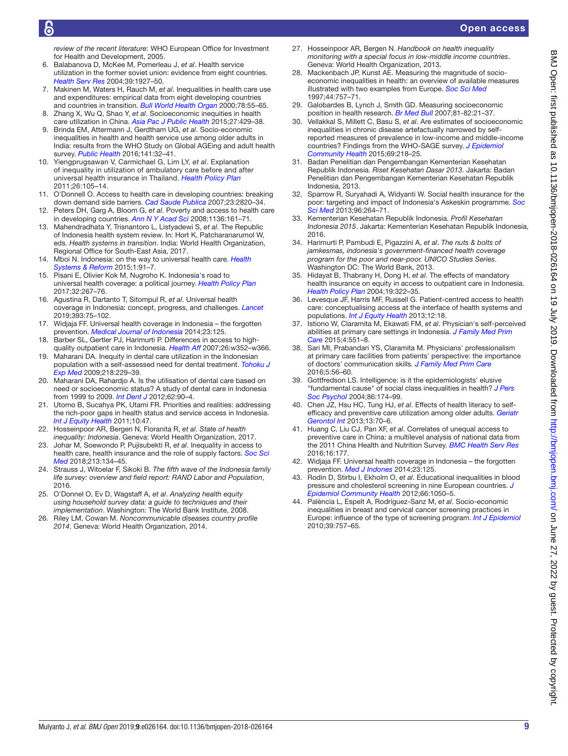*review of the recent literature*: WHO European Office for Investment for Health and Development, 2005.

6. Balabanova D, McKee M, Pomerleau J, *et al*. Health service utilization in the former soviet union: evidence from eight countries. *Health Serv Res* 2004;39:1927–50.
7. Makinen M, Waters H, Rauch M, *et al*. Inequalities in health care use and expenditures: empirical data from eight developing countries and countries in transition. *Bull World Health Organ* 2000;78:55–65.
8. Zhang X, Wu Q, Shao Y, *et al*. Socioeconomic inequities in health care utilization in China. *Asia Pac J Public Health* 2015;27:429–38.
9. Brinda EM, Attermann J, Gerdtham UG, *et al*. Socio-economic inequalities in health and health service use among older adults in India: results from the WHO Study on Global AGEing and adult health survey. *Public Health* 2016;141:32–41.
10. Yiengprugsawan V, Carmichael G, Lim LY, *et al*. Explanation of inequality in utilization of ambulatory care before and after universal health insurance in Thailand. *Health Policy Plan* 2011;26:105–14.
11. O'Donnell O. Access to health care in developing countries: breaking down demand side barriers. *Cad Saude Publica* 2007;23:2820–34.
12. Peters DH, Garg A, Bloom G, *et al*. Poverty and access to health care in developing countries. *Ann N Y Acad Sci* 2008;1136:161–71.
13. Mahendradhata Y, Trisnantoro L, Listyadewi S, *et al*. The Republic of Indonesia health system review. In: Hort K, Patcharanarumol W, eds. *Health systems in transition*. India: World Health Organization, Regional Office for South-East Asia, 2017.
14. Mboi N. Indonesia: on the way to universal health care. *Health Systems & Reform* 2015;1:91–7.
15. Pisani E, Olivier Kok M, Nugroho K. Indonesia's road to universal health coverage: a political journey. *Health Policy Plan* 2017;32:267–76.
16. Agustina R, Dartanto T, Sitompul R, *et al*. Universal health coverage in Indonesia: concept, progress, and challenges. *Lancet* 2019;393:75–102.
17. Widjaja FF. Universal health coverage in Indonesia – the forgotten prevention. *Medical Journal of Indonesia* 2014;23:125.
18. Barber SL, Gertler PJ, Harimurti P. Differences in access to high-quality outpatient care in Indonesia. *Health Aff* 2007;26:w352–w366.
19. Maharani DA. Inequity in dental care utilization in the Indonesian population with a self-assessed need for dental treatment. *Tohoku J Exp Med* 2009;218:229–39.
20. Maharani DA, Rahardjo A. Is the utilisation of dental care based on need or socioeconomic status? A study of dental care in Indonesia from 1999 to 2009. *Int Dent J* 2012;62:90–4.
21. Utomo B, Sucahya PK, Utami FR. Priorities and realities: addressing the rich-poor gaps in health status and service access in Indonesia. *Int J Equity Health* 2011;10:47.
22. Hosseinpoor AR, Bergen N, Floranita R, *et al*. *State of health inequality: Indonesia*. Geneva: World Health Organization, 2017.
23. Johar M, Soewondo P, Pujisubekti R, *et al*. Inequality in access to health care, health insurance and the role of supply factors. *Soc Sci Med* 2018;213:134–45.
24. Strauss J, Witoelar F, Sikoki B. *The fifth wave of the Indonesia family life survey: overview and field report: RAND Labor and Population*, 2016.
25. O'Donnel O, Ev D, Wagstaff A, *et al*. *Analyzing health equity using household survey data: a guide to techniques and their implementation*. Washington: The World Bank Institute, 2008.
26. Riley LM, Cowan M. *Noncommunicable diseases country profile 2014*. Geneva: World Health Organization, 2014.
27. Hosseinpoor AR, Bergen N. *Handbook on health inequality monitoring with a special focus in low-middle income countries*. Geneva: World Health Organization, 2013.
28. Mackenbach JP, Kunst AE. Measuring the magnitude of socio-economic inequalities in health: an overview of available measures illustrated with two examples from Europe. *Soc Sci Med* 1997;44:757–71.
29. Galobardes B, Lynch J, Smith GD. Measuring socioeconomic position in health research. *Br Med Bull* 2007;81-82:21–37.
30. Vellakkal S, Millett C, Basu S, *et al*. Are estimates of socioeconomic inequalities in chronic disease artefactually narrowed by self-reported measures of prevalence in low-income and middle-income countries? Findings from the WHO-SAGE survey. *J Epidemiol Community Health* 2015;69:218–25.
31. Badan Penelitian dan Pengembangan Kementerian Kesehatan Republik Indonesia. *Riset Kesehatan Dasar 2013*. Jakarta: Badan Penelitian dan Pengembangan Kementerian Kesehatan Republik Indonesia, 2013.
32. Sparrow R, Suryahadi A, Widyanti W. Social health insurance for the poor: targeting and impact of Indonesia's Askeskin programme. *Soc Sci Med* 2013;96:264–71.
33. Kementerian Kesehatan Republik Indonesia. *Profil Kesehatan Indonesia 2015*. Jakarta: Kementerian Kesehatan Republik Indonesia, 2016.
34. Harimurti P, Pambudi E, Pigazzini A, *et al*. *The nuts & bolts of jamkesmas, indonesia's government-financed health coverage program for the poor and near-poor. UNICO Studies Series*. Washington DC: The World Bank, 2013.
35. Hidayat B, Thabrany H, Dong H, *et al*. The effects of mandatory health insurance on equity in access to outpatient care in Indonesia. *Health Policy Plan* 2004;19:322–35.
36. Levesque JF, Harris MF, Russell G. Patient-centred access to health care: conceptualising access at the interface of health systems and populations. *Int J Equity Health* 2013;12:18.
37. Istiono W, Claramita M, Ekawati FM, *et al*. Physician's self-perceived abilities at primary care settings in Indonesia. *J Family Med Prim Care* 2015;4:551–8.
38. Sari MI, Prabandari YS, Claramita M. Physicians' professionalism at primary care facilities from patients' perspective: the importance of doctors' communication skills. *J Family Med Prim Care* 2016;5:56–60.
39. Gottfredson LS. Intelligence: is it the epidemiologists' elusive "fundamental cause" of social class inequalities in health? *J Pers Soc Psychol* 2004;86:174–99.
40. Chen JZ, Hsu HC, Tung HJ, *et al*. Effects of health literacy to self-efficacy and preventive care utilization among older adults. *Geriatr Gerontol Int* 2013;13:70–6.
41. Huang C, Liu CJ, Pan XF, *et al*. Correlates of unequal access to preventive care in China: a multilevel analysis of national data from the 2011 China Health and Nutrition Survey. *BMC Health Serv Res* 2016;16:177.
42. Widjaja FF. Universal health coverage in Indonesia – the forgotten prevention. *Med J Indones* 2014;23:125.
43. Rodin D, Stirbu I, Ekholm O, *et al*. Educational inequalities in blood pressure and cholesterol screening in nine European countries. *J Epidemiol Community Health* 2012;66:1050–5.
44. Palència L, Espelt A, Rodríguez-Sanz M, *et al*. Socio-economic inequalities in breast and cervical cancer screening practices in Europe: influence of the type of screening program. *Int J Epidemiol* 2010;39:757–65.